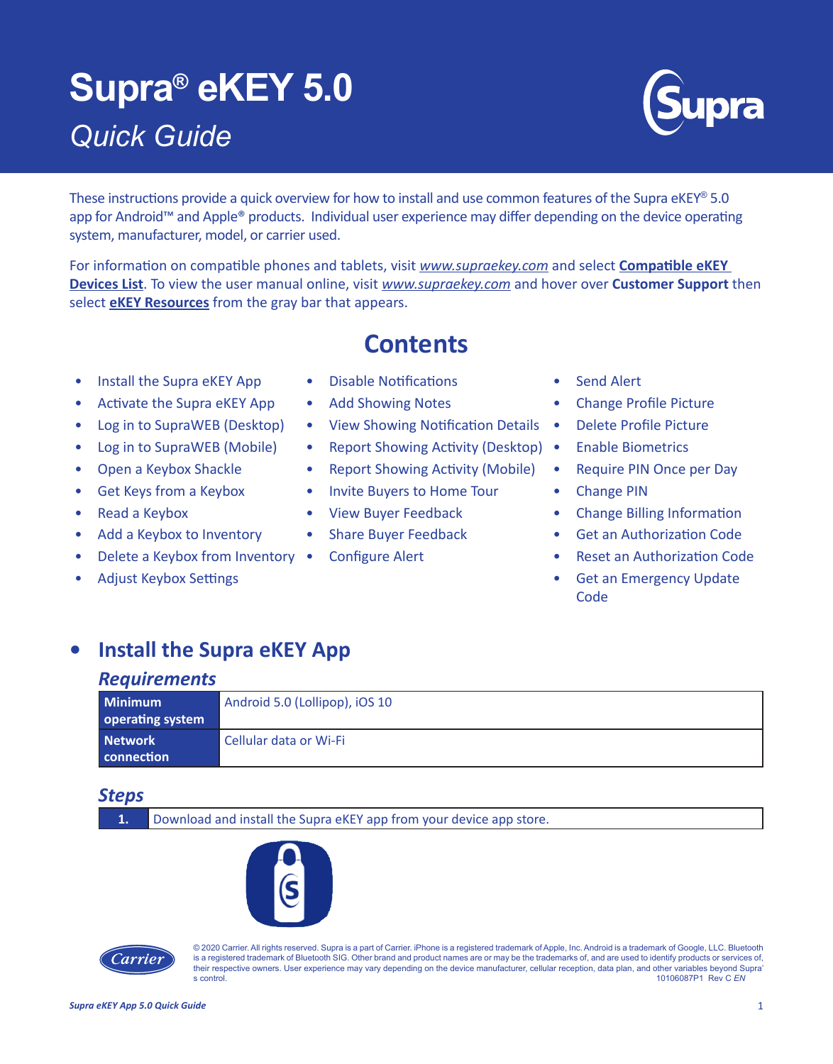# Supra® eKEY 5.0

*Quick Guide*

These instructions provide a quick overview for how to install and use common features of the Supra eKEY® 5.0 app for Android™ and Apple® products. Individual user experience may differ depending on the device operating system, manufacturer, model, or carrier used.

For information on compatible phones and tablets, visit *www.supraekey.com* and select **Compatible eKEY Devices List**. To view the user manual online, visit *www.supraekey.com* and hover over **Customer Support** then select **eKEY Resources** from the gray bar that appears.

## Contents

- Install the Supra eKEY App
- Activate the Supra eKEY App
- Log in to SupraWEB (Desktop)
- Log in to SupraWEB (Mobile)
- Open a Keybox Shackle
- Get Keys from a Keybox
- Read a Keybox
- Add a Keybox to Inventory
- Delete a Keybox from Inventory
- Adjust Keybox Settings
- Disable Notifications
- Add Showing Notes
- View Showing Notification Details
- Report Showing Activity (Desktop)
- Report Showing Activity (Mobile)
- Invite Buyers to Home Tour
- View Buyer Feedback
- Share Buyer Feedback
- Configure Alert
- Send Alert
- Change Profile Picture
- Delete Profile Picture
- Enable Biometrics
- Require PIN Once per Day
- Change PIN
- Change Billing Information
- Get an Authorization Code
- Reset an Authorization Code
- Get an Emergency Update Code

## Install the Supra eKEY App

### *Requirements*

| | |
|---|---|
| **Minimum operating system** | Android 5.0 (Lollipop), iOS 10 |
| **Network connection** | Cellular data or Wi-Fi |

### *Steps*

| | |
|---|---|
| **1.** | Download and install the Supra eKEY app from your device app store. |

© 2020 Carrier. All rights reserved. Supra is a part of Carrier. iPhone is a registered trademark of Apple, Inc. Android is a trademark of Google, LLC. Bluetooth is a registered trademark of Bluetooth SIG. Other brand and product names are or may be the trademarks of, and are used to identify products or services of, their respective owners. User experience may vary depending on the device manufacturer, cellular reception, data plan, and other variables beyond Supra's control. 10106087P1 Rev C *EN*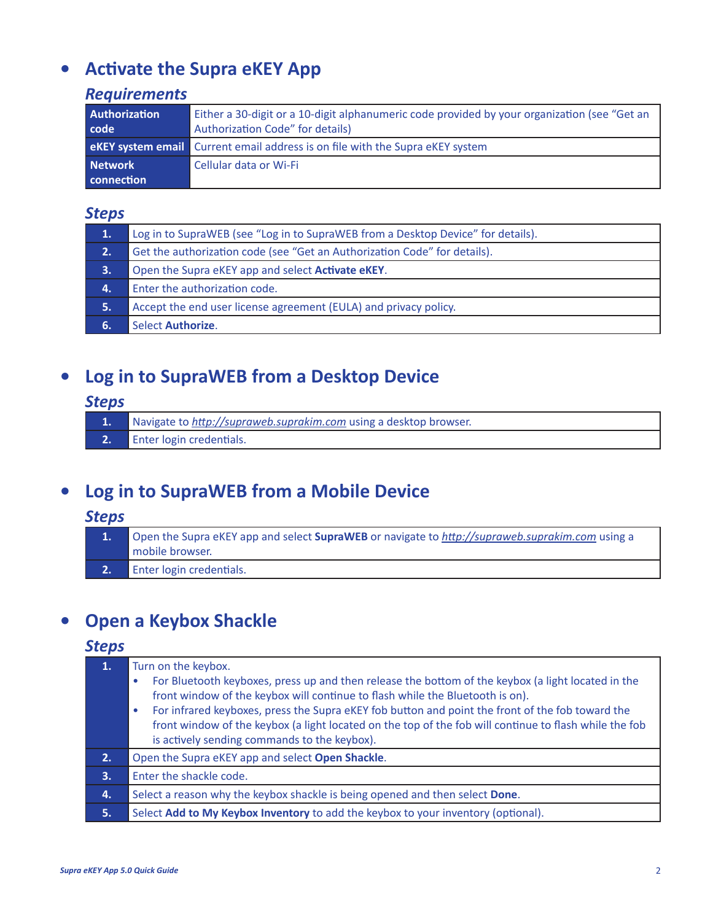## Activate the Supra eKEY App

### *Requirements*

| | |
|---|---|
| **Authorization code** | Either a 30-digit or a 10-digit alphanumeric code provided by your organization (see “Get an Authorization Code” for details) |
| **eKEY system email** | Current email address is on file with the Supra eKEY system |
| **Network connection** | Cellular data or Wi-Fi |

### *Steps*

| | |
|---|---|
| **1.** | Log in to SupraWEB (see “Log in to SupraWEB from a Desktop Device” for details). |
| **2.** | Get the authorization code (see “Get an Authorization Code” for details). |
| **3.** | Open the Supra eKEY app and select **Activate eKEY**. |
| **4.** | Enter the authorization code. |
| **5.** | Accept the end user license agreement (EULA) and privacy policy. |
| **6.** | Select **Authorize**. |

## Log in to SupraWEB from a Desktop Device

### *Steps*

| | |
|---|---|
| **1.** | Navigate to *http://supraweb.suprakim.com* using a desktop browser. |
| **2.** | Enter login credentials. |

## Log in to SupraWEB from a Mobile Device

### *Steps*

| | |
|---|---|
| **1.** | Open the Supra eKEY app and select **SupraWEB** or navigate to *http://supraweb.suprakim.com* using a mobile browser. |
| **2.** | Enter login credentials. |

## Open a Keybox Shackle

### *Steps*

| | |
|---|---|
| **1.** | Turn on the keybox.<br>• For Bluetooth keyboxes, press up and then release the bottom of the keybox (a light located in the front window of the keybox will continue to flash while the Bluetooth is on).<br>• For infrared keyboxes, press the Supra eKEY fob button and point the front of the fob toward the front window of the keybox (a light located on the top of the fob will continue to flash while the fob is actively sending commands to the keybox). |
| **2.** | Open the Supra eKEY app and select **Open Shackle**. |
| **3.** | Enter the shackle code. |
| **4.** | Select a reason why the keybox shackle is being opened and then select **Done**. |
| **5.** | Select **Add to My Keybox Inventory** to add the keybox to your inventory (optional). |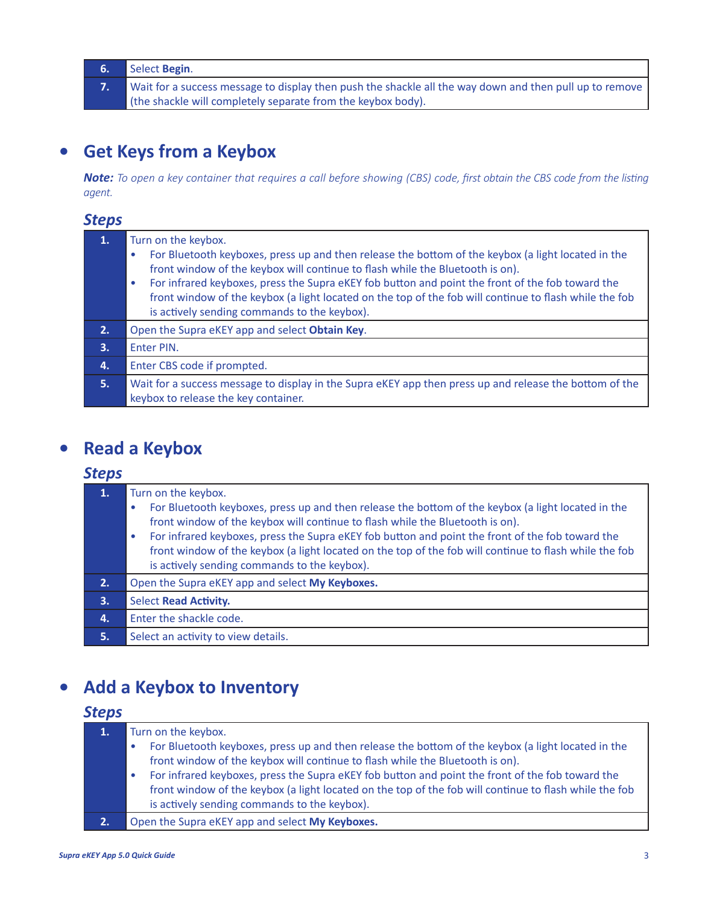| | |
|---|---|
| **6.** | Select **Begin**. |
| **7.** | Wait for a success message to display then push the shackle all the way down and then pull up to remove (the shackle will completely separate from the keybox body). |

## Get Keys from a Keybox

***Note:*** *To open a key container that requires a call before showing (CBS) code, first obtain the CBS code from the listing agent.*

### *Steps*

| | |
|---|---|
| **1.** | Turn on the keybox.<br>• For Bluetooth keyboxes, press up and then release the bottom of the keybox (a light located in the front window of the keybox will continue to flash while the Bluetooth is on).<br>• For infrared keyboxes, press the Supra eKEY fob button and point the front of the fob toward the front window of the keybox (a light located on the top of the fob will continue to flash while the fob is actively sending commands to the keybox). |
| **2.** | Open the Supra eKEY app and select **Obtain Key**. |
| **3.** | Enter PIN. |
| **4.** | Enter CBS code if prompted. |
| **5.** | Wait for a success message to display in the Supra eKEY app then press up and release the bottom of the keybox to release the key container. |

## Read a Keybox

### *Steps*

| | |
|---|---|
| **1.** | Turn on the keybox.<br>• For Bluetooth keyboxes, press up and then release the bottom of the keybox (a light located in the front window of the keybox will continue to flash while the Bluetooth is on).<br>• For infrared keyboxes, press the Supra eKEY fob button and point the front of the fob toward the front window of the keybox (a light located on the top of the fob will continue to flash while the fob is actively sending commands to the keybox). |
| **2.** | Open the Supra eKEY app and select **My Keyboxes.** |
| **3.** | Select **Read Activity.** |
| **4.** | Enter the shackle code. |
| **5.** | Select an activity to view details. |

## Add a Keybox to Inventory

### *Steps*

| | |
|---|---|
| **1.** | Turn on the keybox.<br>• For Bluetooth keyboxes, press up and then release the bottom of the keybox (a light located in the front window of the keybox will continue to flash while the Bluetooth is on).<br>• For infrared keyboxes, press the Supra eKEY fob button and point the front of the fob toward the front window of the keybox (a light located on the top of the fob will continue to flash while the fob is actively sending commands to the keybox). |
| **2.** | Open the Supra eKEY app and select **My Keyboxes.** |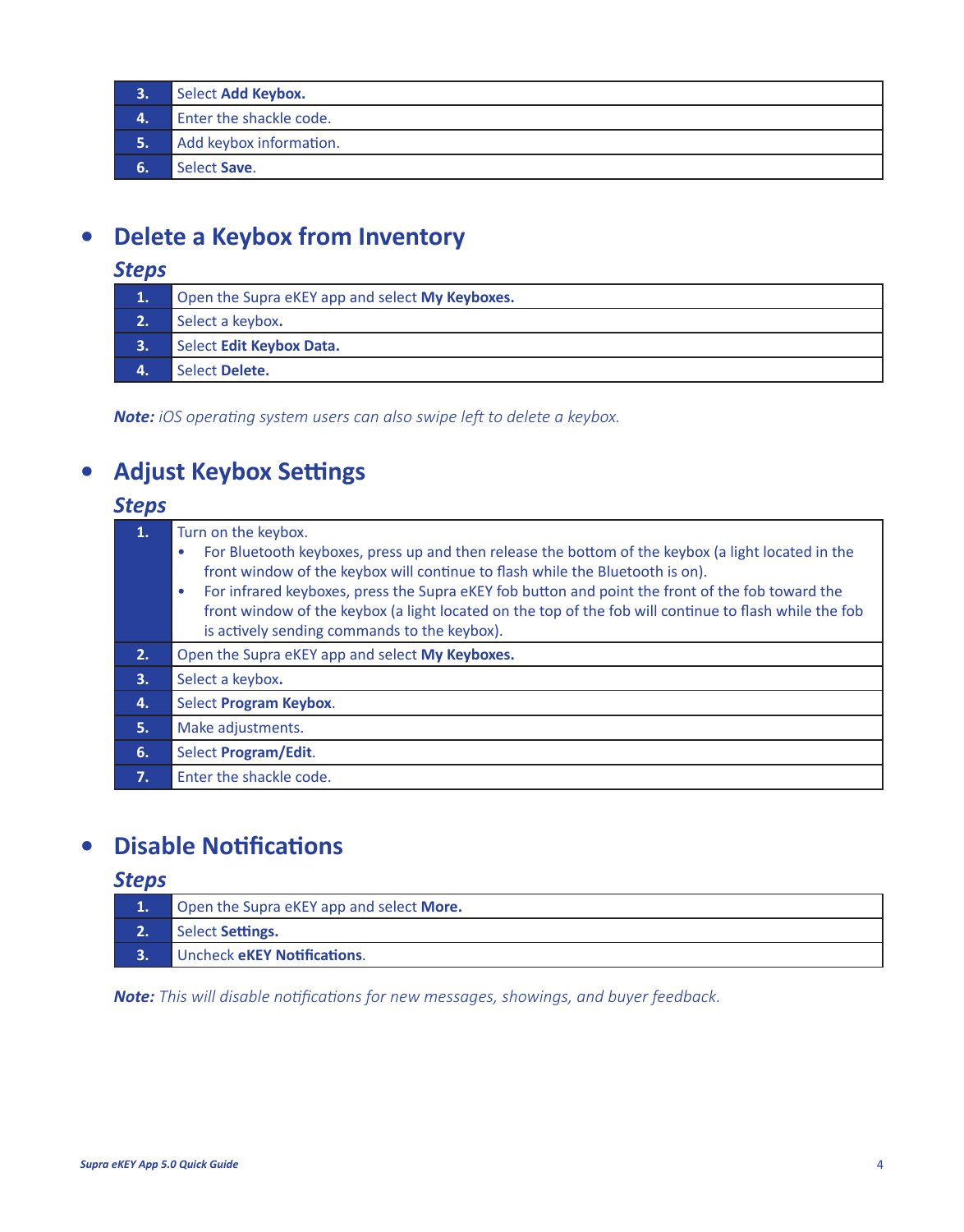| | |
|---|---|
| 3. | Select **Add Keybox.** |
| 4. | Enter the shackle code. |
| 5. | Add keybox information. |
| 6. | Select **Save**. |

- ## Delete a Keybox from Inventory

### *Steps*

| | |
|---|---|
| 1. | Open the Supra eKEY app and select **My Keyboxes.** |
| 2. | Select a keybox**.** |
| 3. | Select **Edit Keybox Data.** |
| 4. | Select **Delete.** |

***Note:*** *iOS operating system users can also swipe left to delete a keybox.*

- ## Adjust Keybox Settings

### *Steps*

| | |
|---|---|
| 1. | Turn on the keybox. <br>• For Bluetooth keyboxes, press up and then release the bottom of the keybox (a light located in the front window of the keybox will continue to flash while the Bluetooth is on). <br>• For infrared keyboxes, press the Supra eKEY fob button and point the front of the fob toward the front window of the keybox (a light located on the top of the fob will continue to flash while the fob is actively sending commands to the keybox). |
| 2. | Open the Supra eKEY app and select **My Keyboxes.** |
| 3. | Select a keybox**.** |
| 4. | Select **Program Keybox**. |
| 5. | Make adjustments. |
| 6. | Select **Program/Edit**. |
| 7. | Enter the shackle code. |

- ## Disable Notifications

### *Steps*

| | |
|---|---|
| 1. | Open the Supra eKEY app and select **More.** |
| 2. | Select **Settings.** |
| 3. | Uncheck **eKEY Notifications**. |

***Note:*** *This will disable notifications for new messages, showings, and buyer feedback.*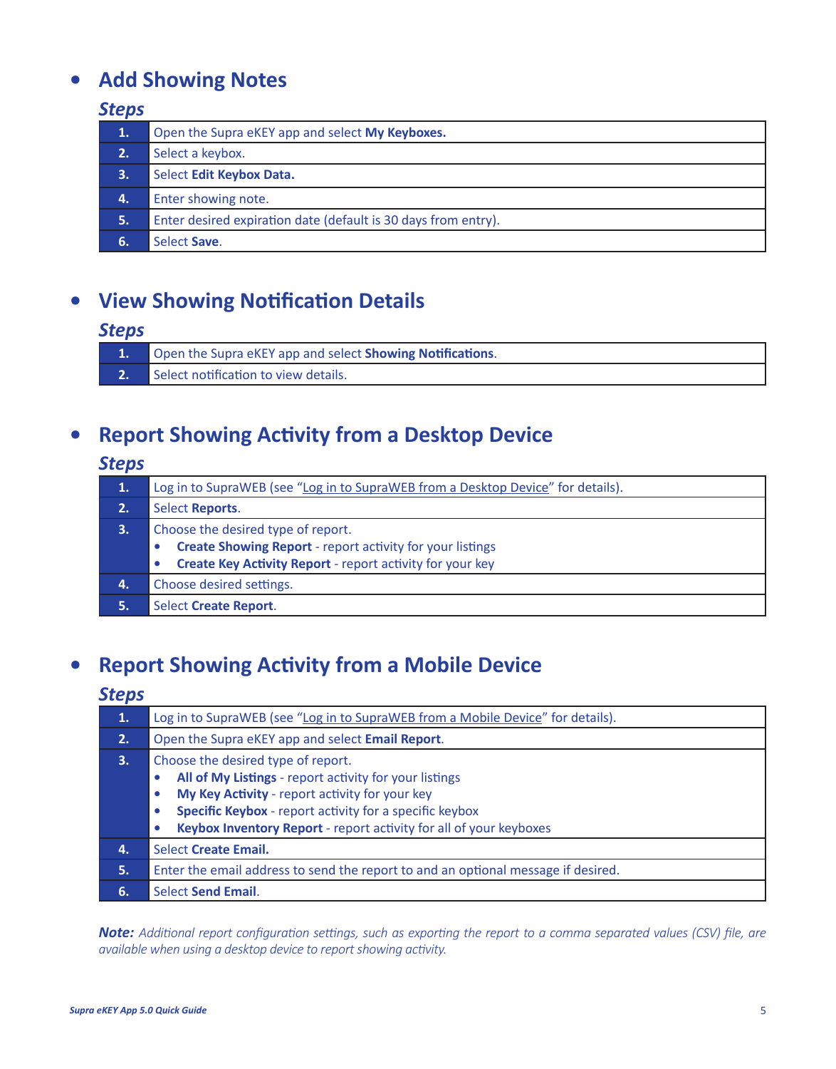- ## Add Showing Notes

### *Steps*

| | |
|---|---|
| **1.** | Open the Supra eKEY app and select **My Keyboxes.** |
| **2.** | Select a keybox. |
| **3.** | Select **Edit Keybox Data.** |
| **4.** | Enter showing note. |
| **5.** | Enter desired expiration date (default is 30 days from entry). |
| **6.** | Select **Save**. |

- ## View Showing Notification Details

### *Steps*

| | |
|---|---|
| **1.** | Open the Supra eKEY app and select **Showing Notifications**. |
| **2.** | Select notification to view details. |

- ## Report Showing Activity from a Desktop Device

### *Steps*

| | |
|---|---|
| **1.** | Log in to SupraWEB (see "Log in to SupraWEB from a Desktop Device" for details). |
| **2.** | Select **Reports**. |
| **3.** | Choose the desired type of report.<br>• **Create Showing Report** - report activity for your listings<br>• **Create Key Activity Report** - report activity for your key |
| **4.** | Choose desired settings. |
| **5.** | Select **Create Report**. |

- ## Report Showing Activity from a Mobile Device

### *Steps*

| | |
|---|---|
| **1.** | Log in to SupraWEB (see "Log in to SupraWEB from a Mobile Device" for details). |
| **2.** | Open the Supra eKEY app and select **Email Report**. |
| **3.** | Choose the desired type of report.<br>• **All of My Listings** - report activity for your listings<br>• **My Key Activity** - report activity for your key<br>• **Specific Keybox** - report activity for a specific keybox<br>• **Keybox Inventory Report** - report activity for all of your keyboxes |
| **4.** | Select **Create Email.** |
| **5.** | Enter the email address to send the report to and an optional message if desired. |
| **6.** | Select **Send Email**. |

***Note:*** *Additional report configuration settings, such as exporting the report to a comma separated values (CSV) file, are available when using a desktop device to report showing activity.*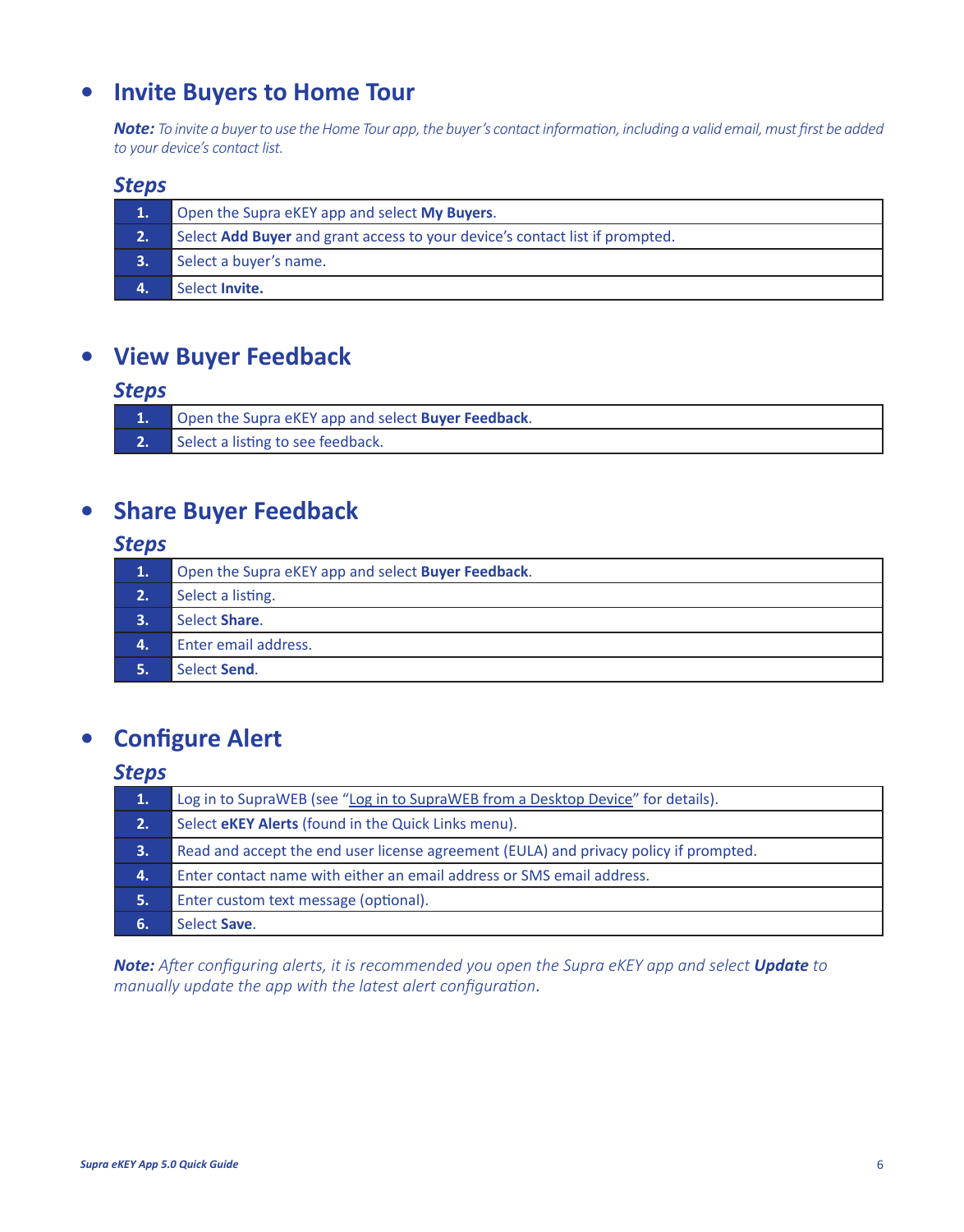## Invite Buyers to Home Tour

***Note:*** *To invite a buyer to use the Home Tour app, the buyer's contact information, including a valid email, must first be added to your device's contact list.*

### *Steps*

| | |
|---|---|
| **1.** | Open the Supra eKEY app and select **My Buyers**. |
| **2.** | Select **Add Buyer** and grant access to your device's contact list if prompted. |
| **3.** | Select a buyer's name. |
| **4.** | Select **Invite.** |

## View Buyer Feedback

### *Steps*

| | |
|---|---|
| **1.** | Open the Supra eKEY app and select **Buyer Feedback**. |
| **2.** | Select a listing to see feedback. |

## Share Buyer Feedback

### *Steps*

| | |
|---|---|
| **1.** | Open the Supra eKEY app and select **Buyer Feedback**. |
| **2.** | Select a listing. |
| **3.** | Select **Share**. |
| **4.** | Enter email address. |
| **5.** | Select **Send**. |

## Configure Alert

### *Steps*

| | |
|---|---|
| **1.** | Log in to SupraWEB (see "Log in to SupraWEB from a Desktop Device" for details). |
| **2.** | Select **eKEY Alerts** (found in the Quick Links menu). |
| **3.** | Read and accept the end user license agreement (EULA) and privacy policy if prompted. |
| **4.** | Enter contact name with either an email address or SMS email address. |
| **5.** | Enter custom text message (optional). |
| **6.** | Select **Save**. |

***Note:*** *After configuring alerts, it is recommended you open the Supra eKEY app and select **Update** to manually update the app with the latest alert configuration.*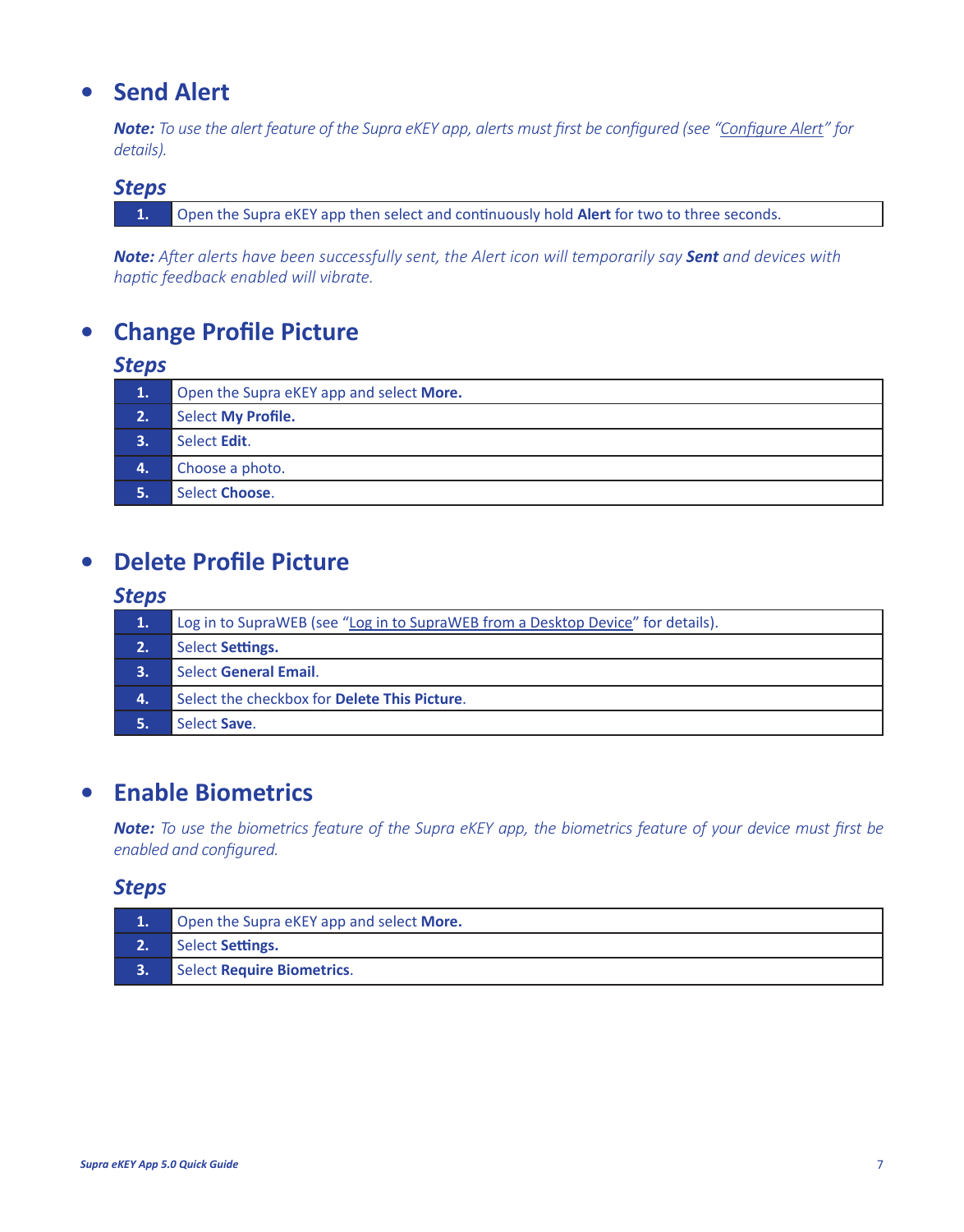## Send Alert

***Note:** To use the alert feature of the Supra eKEY app, alerts must first be configured (see "Configure Alert" for details).*

### *Steps*

| | |
|---|---|
| **1.** | Open the Supra eKEY app then select and continuously hold **Alert** for two to three seconds. |

***Note:** After alerts have been successfully sent, the Alert icon will temporarily say **Sent** and devices with haptic feedback enabled will vibrate.*

## Change Profile Picture

### *Steps*

| | |
|---|---|
| **1.** | Open the Supra eKEY app and select **More.** |
| **2.** | Select **My Profile.** |
| **3.** | Select **Edit**. |
| **4.** | Choose a photo. |
| **5.** | Select **Choose**. |

## Delete Profile Picture

### *Steps*

| | |
|---|---|
| **1.** | Log in to SupraWEB (see "Log in to SupraWEB from a Desktop Device" for details). |
| **2.** | Select **Settings.** |
| **3.** | Select **General Email**. |
| **4.** | Select the checkbox for **Delete This Picture**. |
| **5.** | Select **Save**. |

## Enable Biometrics

***Note:** To use the biometrics feature of the Supra eKEY app, the biometrics feature of your device must first be enabled and configured.*

### *Steps*

| | |
|---|---|
| **1.** | Open the Supra eKEY app and select **More.** |
| **2.** | Select **Settings.** |
| **3.** | Select **Require Biometrics**. |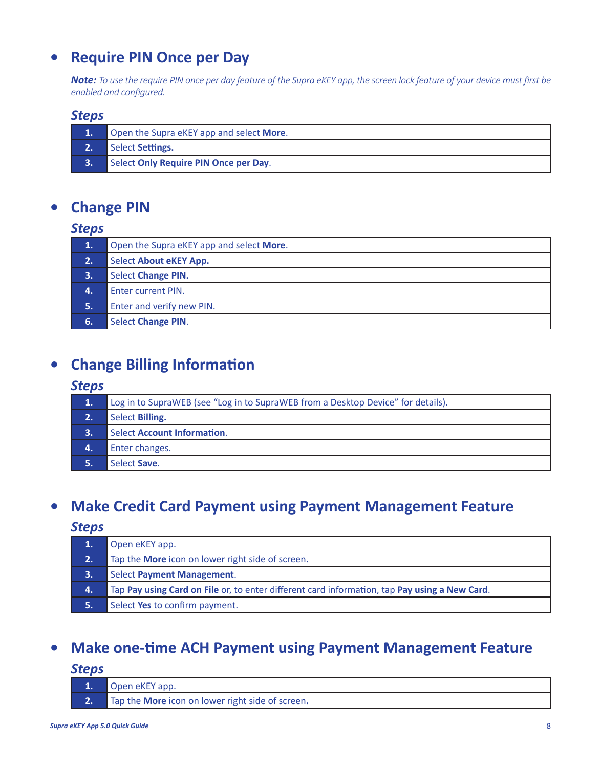- ## Require PIN Once per Day

*__Note:__ To use the require PIN once per day feature of the Supra eKEY app, the screen lock feature of your device must first be enabled and configured.*

### *Steps*

| | |
|---|---|
| **1.** | Open the Supra eKEY app and select **More**. |
| **2.** | Select **Settings.** |
| **3.** | Select **Only Require PIN Once per Day**. |

- ## Change PIN

### *Steps*

| | |
|---|---|
| **1.** | Open the Supra eKEY app and select **More**. |
| **2.** | Select **About eKEY App.** |
| **3.** | Select **Change PIN.** |
| **4.** | Enter current PIN. |
| **5.** | Enter and verify new PIN. |
| **6.** | Select **Change PIN**. |

- ## Change Billing Information

### *Steps*

| | |
|---|---|
| **1.** | Log in to SupraWEB (see "Log in to SupraWEB from a Desktop Device" for details). |
| **2.** | Select **Billing.** |
| **3.** | Select **Account Information**. |
| **4.** | Enter changes. |
| **5.** | Select **Save**. |

- ## Make Credit Card Payment using Payment Management Feature

### *Steps*

| | |
|---|---|
| **1.** | Open eKEY app. |
| **2.** | Tap the **More** icon on lower right side of screen**.** |
| **3.** | Select **Payment Management**. |
| **4.** | Tap **Pay using Card on File** or, to enter different card information, tap **Pay using a New Card**. |
| **5.** | Select **Yes** to confirm payment. |

- ## Make one-time ACH Payment using Payment Management Feature

### *Steps*

| | |
|---|---|
| **1.** | Open eKEY app. |
| **2.** | Tap the **More** icon on lower right side of screen**.** |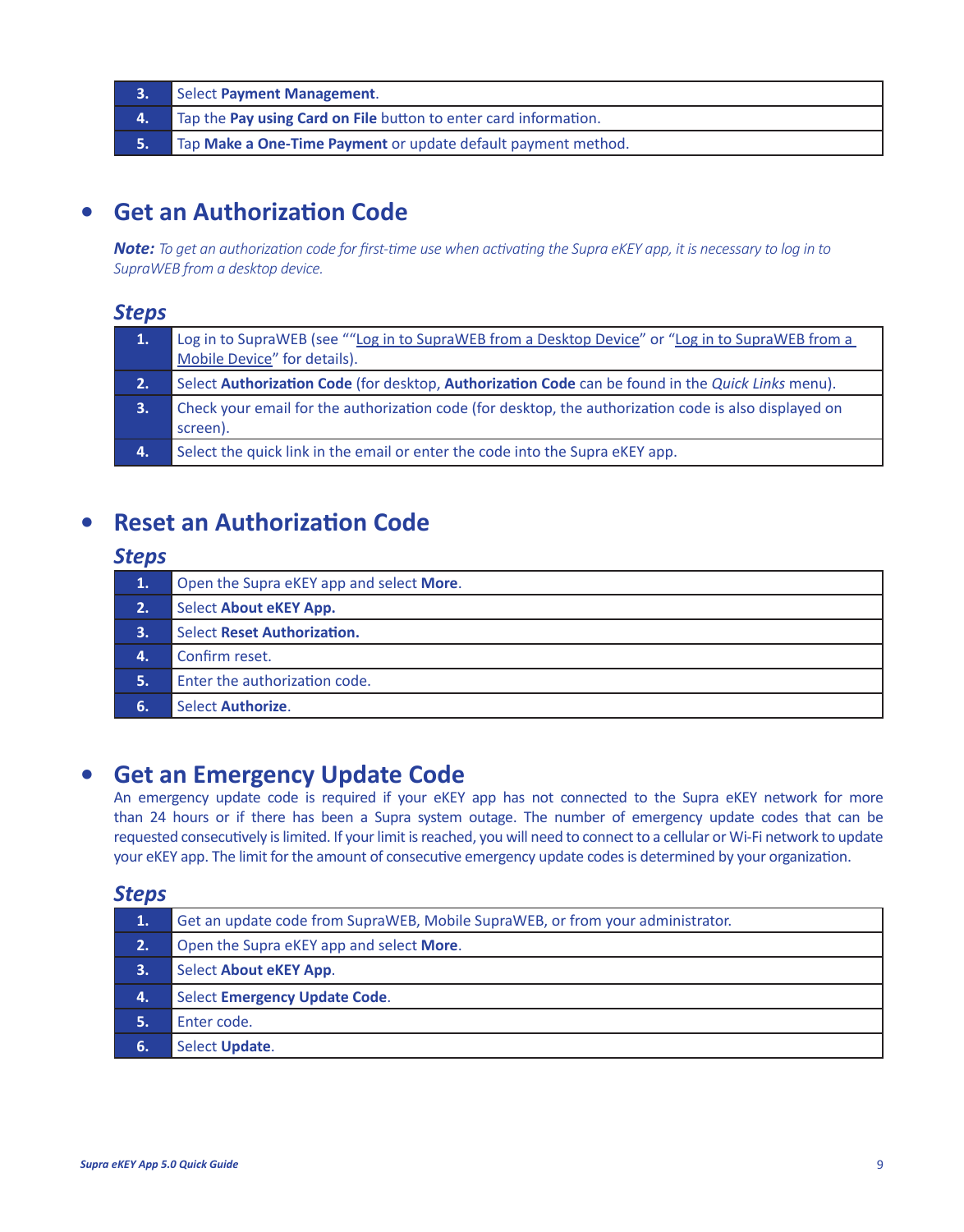| | |
|---|---|
| **3.** | Select **Payment Management**. |
| **4.** | Tap the **Pay using Card on File** button to enter card information. |
| **5.** | Tap **Make a One-Time Payment** or update default payment method. |

## Get an Authorization Code

***Note:*** *To get an authorization code for first-time use when activating the Supra eKEY app, it is necessary to log in to SupraWEB from a desktop device.*

### *Steps*

| | |
|---|---|
| **1.** | Log in to SupraWEB (see ""Log in to SupraWEB from a Desktop Device" or "Log in to SupraWEB from a Mobile Device" for details). |
| **2.** | Select **Authorization Code** (for desktop, **Authorization Code** can be found in the *Quick Links* menu). |
| **3.** | Check your email for the authorization code (for desktop, the authorization code is also displayed on screen). |
| **4.** | Select the quick link in the email or enter the code into the Supra eKEY app. |

## Reset an Authorization Code

### *Steps*

| | |
|---|---|
| **1.** | Open the Supra eKEY app and select **More**. |
| **2.** | Select **About eKEY App.** |
| **3.** | Select **Reset Authorization.** |
| **4.** | Confirm reset. |
| **5.** | Enter the authorization code. |
| **6.** | Select **Authorize**. |

## Get an Emergency Update Code

An emergency update code is required if your eKEY app has not connected to the Supra eKEY network for more than 24 hours or if there has been a Supra system outage. The number of emergency update codes that can be requested consecutively is limited. If your limit is reached, you will need to connect to a cellular or Wi-Fi network to update your eKEY app. The limit for the amount of consecutive emergency update codes is determined by your organization.

### *Steps*

| | |
|---|---|
| **1.** | Get an update code from SupraWEB, Mobile SupraWEB, or from your administrator. |
| **2.** | Open the Supra eKEY app and select **More**. |
| **3.** | Select **About eKEY App**. |
| **4.** | Select **Emergency Update Code**. |
| **5.** | Enter code. |
| **6.** | Select **Update**. |